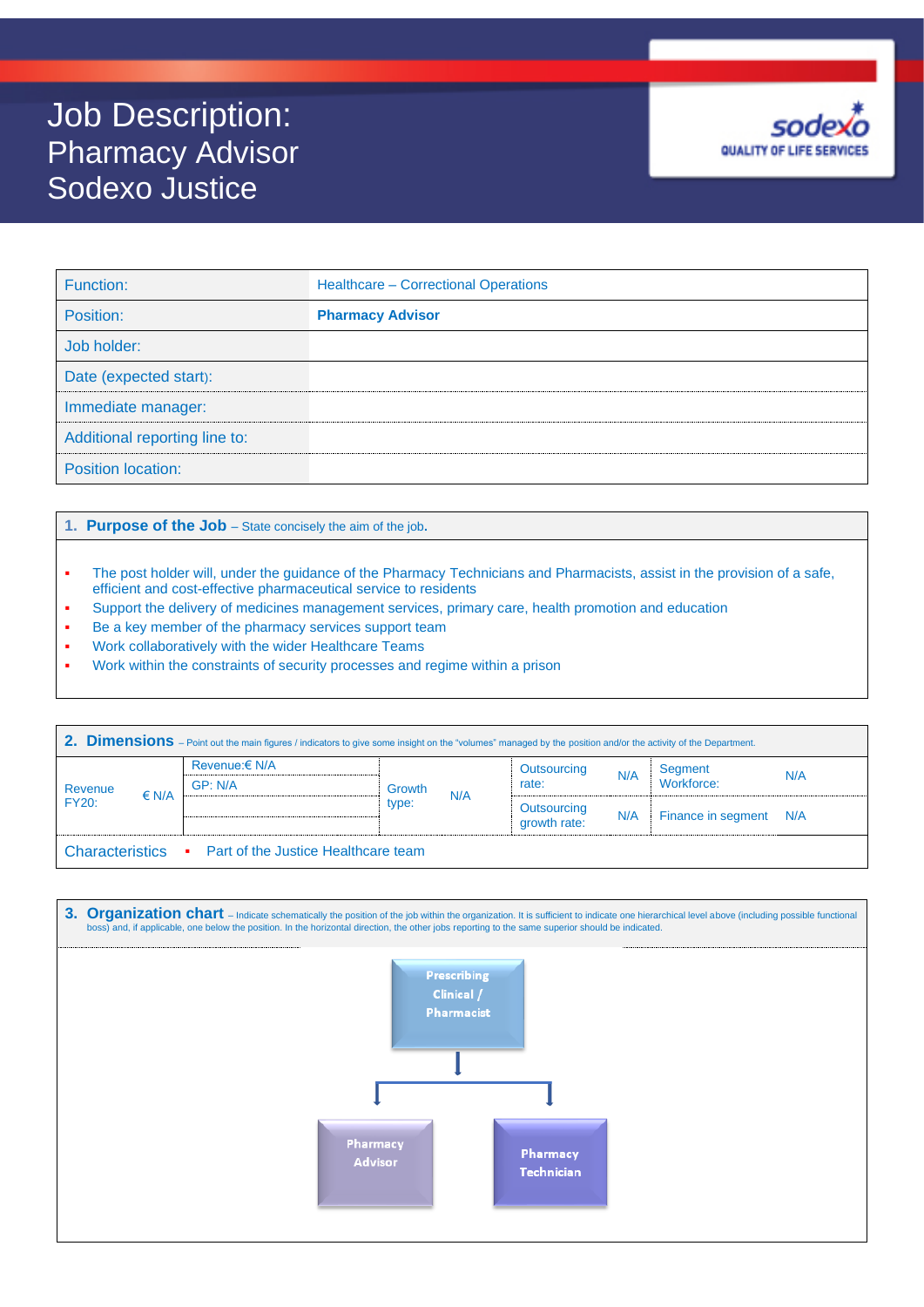# Job Description:
# Pharmacy Advisor
# Sodexo Justice

sodexo QUALITY OF LIFE SERVICES

| | |
|---|---|
| Function: | Healthcare – Correctional Operations |
| Position: | **Pharmacy Advisor** |
| Job holder: | |
| Date (expected start): | |
| Immediate manager: | |
| Additional reporting line to: | |
| Position location: | |

## 1. Purpose of the Job – State concisely the aim of the job.

- The post holder will, under the guidance of the Pharmacy Technicians and Pharmacists, assist in the provision of a safe, efficient and cost-effective pharmaceutical service to residents
- Support the delivery of medicines management services, primary care, health promotion and education
- Be a key member of the pharmacy services support team
- Work collaboratively with the wider Healthcare Teams
- Work within the constraints of security processes and regime within a prison

## 2. Dimensions – Point out the main figures / indicators to give some insight on the "volumes" managed by the position and/or the activity of the Department.

| | | | | | | | | |
|---|---|---|---|---|---|---|---|---|
| Revenue FY20: | € N/A | Revenue:€ N/A | Growth type: | N/A | Outsourcing rate: | N/A | Segment Workforce: | N/A |
| | | GP: N/A | | | Outsourcing growth rate: | N/A | Finance in segment | N/A |
| Characteristics | ▪ Part of the Justice Healthcare team | | | | | | | |

## 3. Organization chart – Indicate schematically the position of the job within the organization. It is sufficient to indicate one hierarchical level above (including possible functional boss) and, if applicable, one below the position. In the horizontal direction, the other jobs reporting to the same superior should be indicated.

Prescribing Clinical / Pharmacist

Pharmacy Advisor

Pharmacy Technician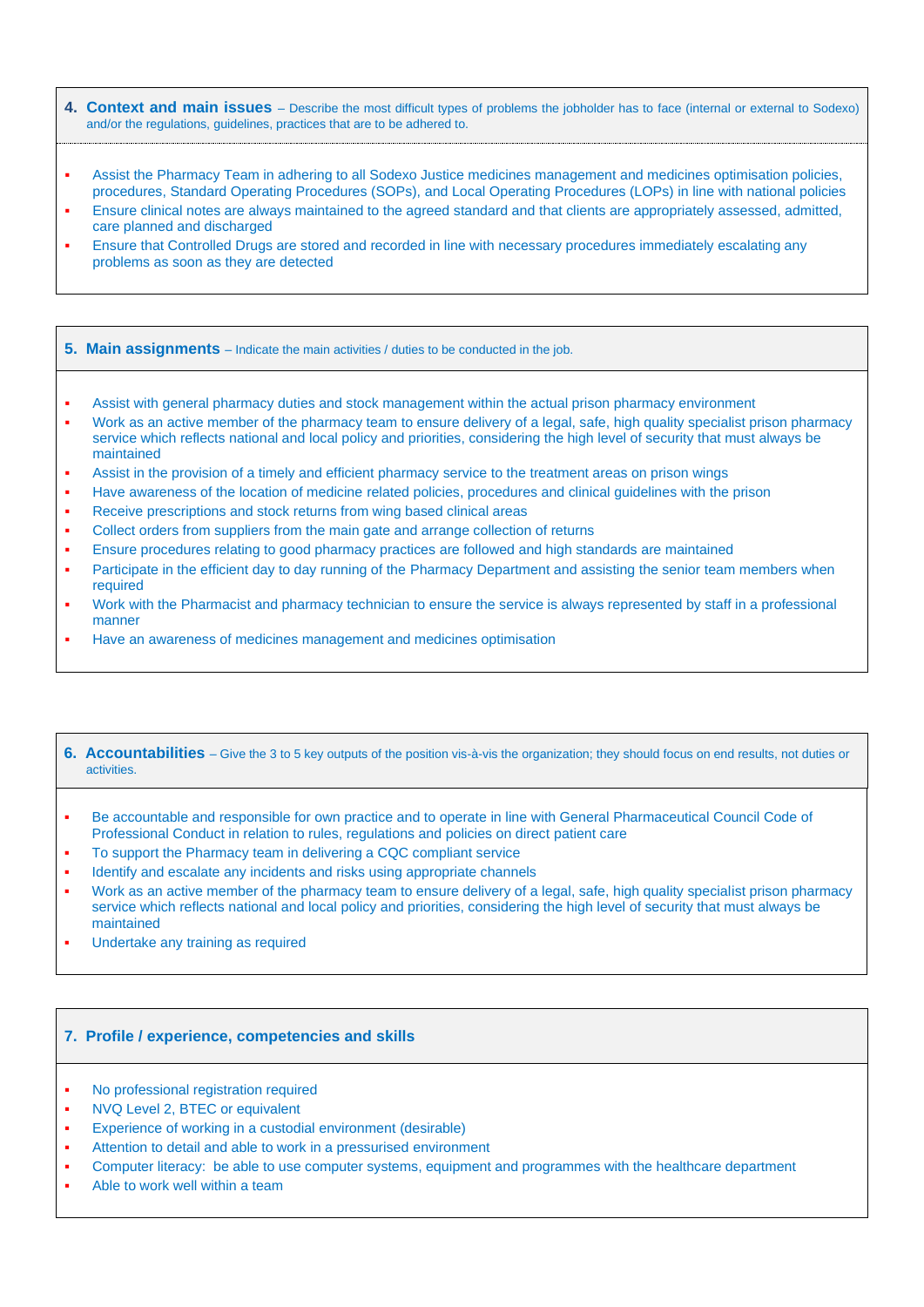## 4. Context and main issues – Describe the most difficult types of problems the jobholder has to face (internal or external to Sodexo) and/or the regulations, guidelines, practices that are to be adhered to.

- Assist the Pharmacy Team in adhering to all Sodexo Justice medicines management and medicines optimisation policies, procedures, Standard Operating Procedures (SOPs), and Local Operating Procedures (LOPs) in line with national policies
- Ensure clinical notes are always maintained to the agreed standard and that clients are appropriately assessed, admitted, care planned and discharged
- Ensure that Controlled Drugs are stored and recorded in line with necessary procedures immediately escalating any problems as soon as they are detected

## 5. Main assignments – Indicate the main activities / duties to be conducted in the job.

- Assist with general pharmacy duties and stock management within the actual prison pharmacy environment
- Work as an active member of the pharmacy team to ensure delivery of a legal, safe, high quality specialist prison pharmacy service which reflects national and local policy and priorities, considering the high level of security that must always be maintained
- Assist in the provision of a timely and efficient pharmacy service to the treatment areas on prison wings
- Have awareness of the location of medicine related policies, procedures and clinical guidelines with the prison
- Receive prescriptions and stock returns from wing based clinical areas
- Collect orders from suppliers from the main gate and arrange collection of returns
- Ensure procedures relating to good pharmacy practices are followed and high standards are maintained
- Participate in the efficient day to day running of the Pharmacy Department and assisting the senior team members when required
- Work with the Pharmacist and pharmacy technician to ensure the service is always represented by staff in a professional manner
- Have an awareness of medicines management and medicines optimisation

## 6. Accountabilities – Give the 3 to 5 key outputs of the position vis-à-vis the organization; they should focus on end results, not duties or activities.

- Be accountable and responsible for own practice and to operate in line with General Pharmaceutical Council Code of Professional Conduct in relation to rules, regulations and policies on direct patient care
- To support the Pharmacy team in delivering a CQC compliant service
- Identify and escalate any incidents and risks using appropriate channels
- Work as an active member of the pharmacy team to ensure delivery of a legal, safe, high quality specialist prison pharmacy service which reflects national and local policy and priorities, considering the high level of security that must always be maintained
- Undertake any training as required

## 7. Profile / experience, competencies and skills

- No professional registration required
- NVQ Level 2, BTEC or equivalent
- Experience of working in a custodial environment (desirable)
- Attention to detail and able to work in a pressurised environment
- Computer literacy: be able to use computer systems, equipment and programmes with the healthcare department
- Able to work well within a team